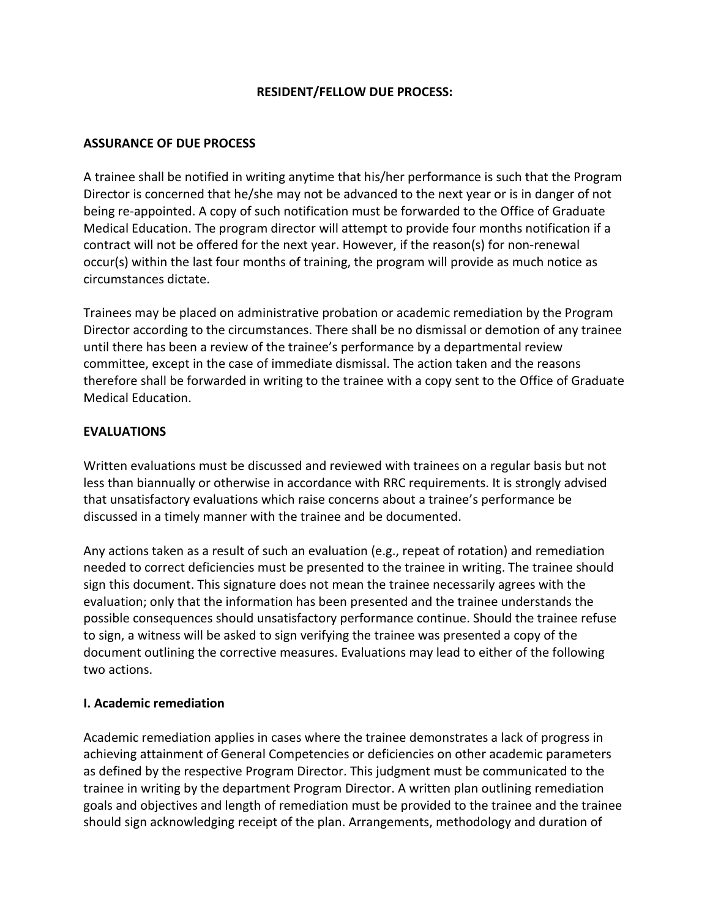# RESIDENT/FELLOW DUE PROCESS:

## ASSURANCE OF DUE PROCESS

A trainee shall be notified in writing anytime that his/her performance is such that the Program Director is concerned that he/she may not be advanced to the next year or is in danger of not being re-appointed. A copy of such notification must be forwarded to the Office of Graduate Medical Education. The program director will attempt to provide four months notification if a contract will not be offered for the next year. However, if the reason(s) for non-renewal occur(s) within the last four months of training, the program will provide as much notice as circumstances dictate.

Trainees may be placed on administrative probation or academic remediation by the Program Director according to the circumstances. There shall be no dismissal or demotion of any trainee until there has been a review of the trainee's performance by a departmental review committee, except in the case of immediate dismissal. The action taken and the reasons therefore shall be forwarded in writing to the trainee with a copy sent to the Office of Graduate Medical Education.

## EVALUATIONS

Written evaluations must be discussed and reviewed with trainees on a regular basis but not less than biannually or otherwise in accordance with RRC requirements. It is strongly advised that unsatisfactory evaluations which raise concerns about a trainee's performance be discussed in a timely manner with the trainee and be documented.

Any actions taken as a result of such an evaluation (e.g., repeat of rotation) and remediation needed to correct deficiencies must be presented to the trainee in writing. The trainee should sign this document. This signature does not mean the trainee necessarily agrees with the evaluation; only that the information has been presented and the trainee understands the possible consequences should unsatisfactory performance continue. Should the trainee refuse to sign, a witness will be asked to sign verifying the trainee was presented a copy of the document outlining the corrective measures. Evaluations may lead to either of the following two actions.

### I. Academic remediation

Academic remediation applies in cases where the trainee demonstrates a lack of progress in achieving attainment of General Competencies or deficiencies on other academic parameters as defined by the respective Program Director. This judgment must be communicated to the trainee in writing by the department Program Director. A written plan outlining remediation goals and objectives and length of remediation must be provided to the trainee and the trainee should sign acknowledging receipt of the plan. Arrangements, methodology and duration of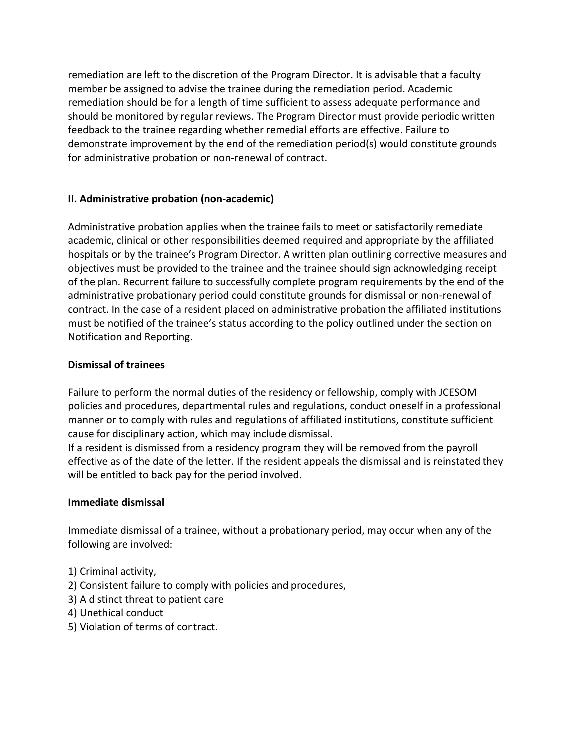remediation are left to the discretion of the Program Director. It is advisable that a faculty member be assigned to advise the trainee during the remediation period. Academic remediation should be for a length of time sufficient to assess adequate performance and should be monitored by regular reviews. The Program Director must provide periodic written feedback to the trainee regarding whether remedial efforts are effective. Failure to demonstrate improvement by the end of the remediation period(s) would constitute grounds for administrative probation or non-renewal of contract.

**II. Administrative probation (non-academic)**

Administrative probation applies when the trainee fails to meet or satisfactorily remediate academic, clinical or other responsibilities deemed required and appropriate by the affiliated hospitals or by the trainee's Program Director. A written plan outlining corrective measures and objectives must be provided to the trainee and the trainee should sign acknowledging receipt of the plan. Recurrent failure to successfully complete program requirements by the end of the administrative probationary period could constitute grounds for dismissal or non-renewal of contract. In the case of a resident placed on administrative probation the affiliated institutions must be notified of the trainee's status according to the policy outlined under the section on Notification and Reporting.

**Dismissal of trainees**

Failure to perform the normal duties of the residency or fellowship, comply with JCESOM policies and procedures, departmental rules and regulations, conduct oneself in a professional manner or to comply with rules and regulations of affiliated institutions, constitute sufficient cause for disciplinary action, which may include dismissal.
If a resident is dismissed from a residency program they will be removed from the payroll effective as of the date of the letter. If the resident appeals the dismissal and is reinstated they will be entitled to back pay for the period involved.

**Immediate dismissal**

Immediate dismissal of a trainee, without a probationary period, may occur when any of the following are involved:

1) Criminal activity,
2) Consistent failure to comply with policies and procedures,
3) A distinct threat to patient care
4) Unethical conduct
5) Violation of terms of contract.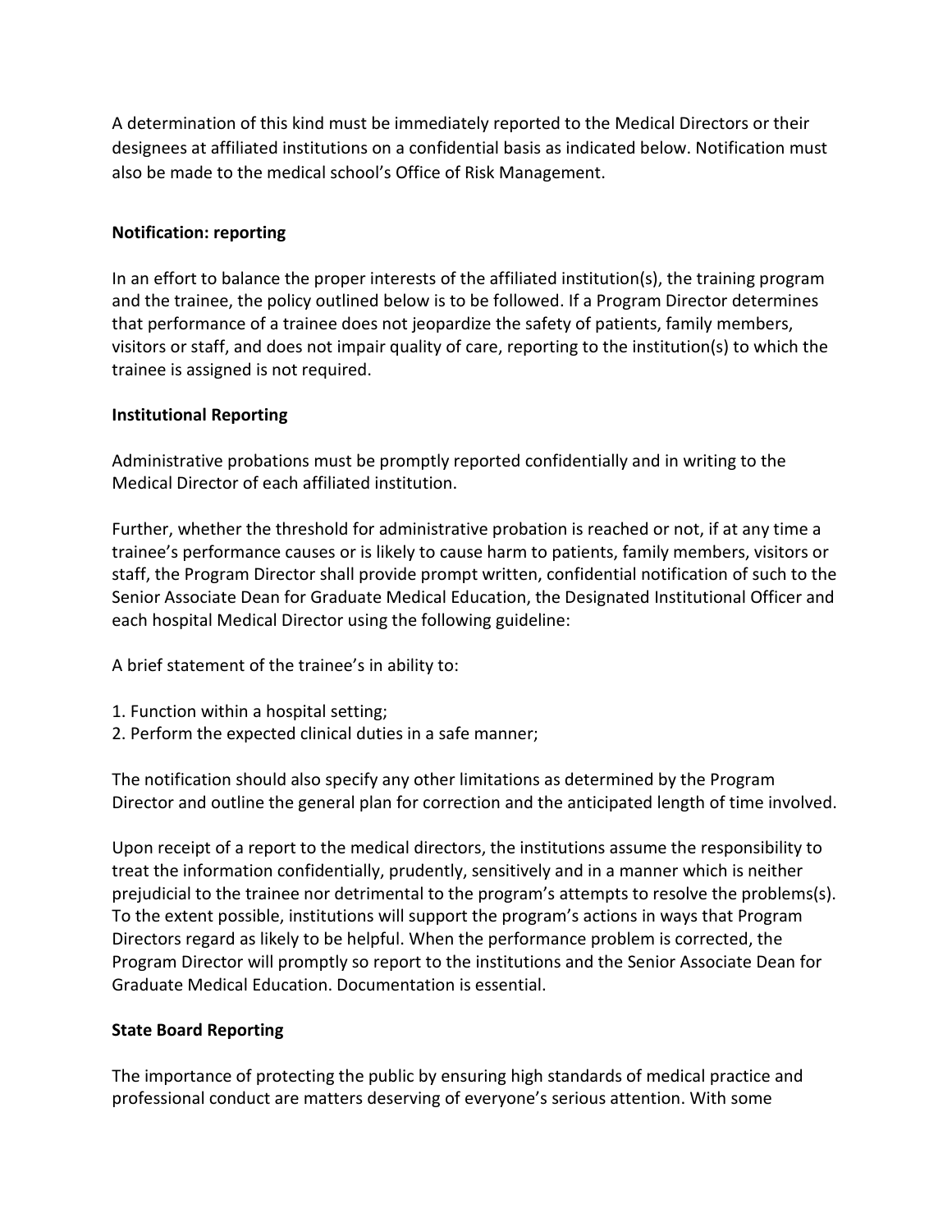A determination of this kind must be immediately reported to the Medical Directors or their designees at affiliated institutions on a confidential basis as indicated below. Notification must also be made to the medical school's Office of Risk Management.

**Notification: reporting**

In an effort to balance the proper interests of the affiliated institution(s), the training program and the trainee, the policy outlined below is to be followed. If a Program Director determines that performance of a trainee does not jeopardize the safety of patients, family members, visitors or staff, and does not impair quality of care, reporting to the institution(s) to which the trainee is assigned is not required.

**Institutional Reporting**

Administrative probations must be promptly reported confidentially and in writing to the Medical Director of each affiliated institution.

Further, whether the threshold for administrative probation is reached or not, if at any time a trainee's performance causes or is likely to cause harm to patients, family members, visitors or staff, the Program Director shall provide prompt written, confidential notification of such to the Senior Associate Dean for Graduate Medical Education, the Designated Institutional Officer and each hospital Medical Director using the following guideline:

A brief statement of the trainee's in ability to:

1. Function within a hospital setting;
2. Perform the expected clinical duties in a safe manner;

The notification should also specify any other limitations as determined by the Program Director and outline the general plan for correction and the anticipated length of time involved.

Upon receipt of a report to the medical directors, the institutions assume the responsibility to treat the information confidentially, prudently, sensitively and in a manner which is neither prejudicial to the trainee nor detrimental to the program's attempts to resolve the problems(s). To the extent possible, institutions will support the program's actions in ways that Program Directors regard as likely to be helpful. When the performance problem is corrected, the Program Director will promptly so report to the institutions and the Senior Associate Dean for Graduate Medical Education. Documentation is essential.

**State Board Reporting**

The importance of protecting the public by ensuring high standards of medical practice and professional conduct are matters deserving of everyone's serious attention. With some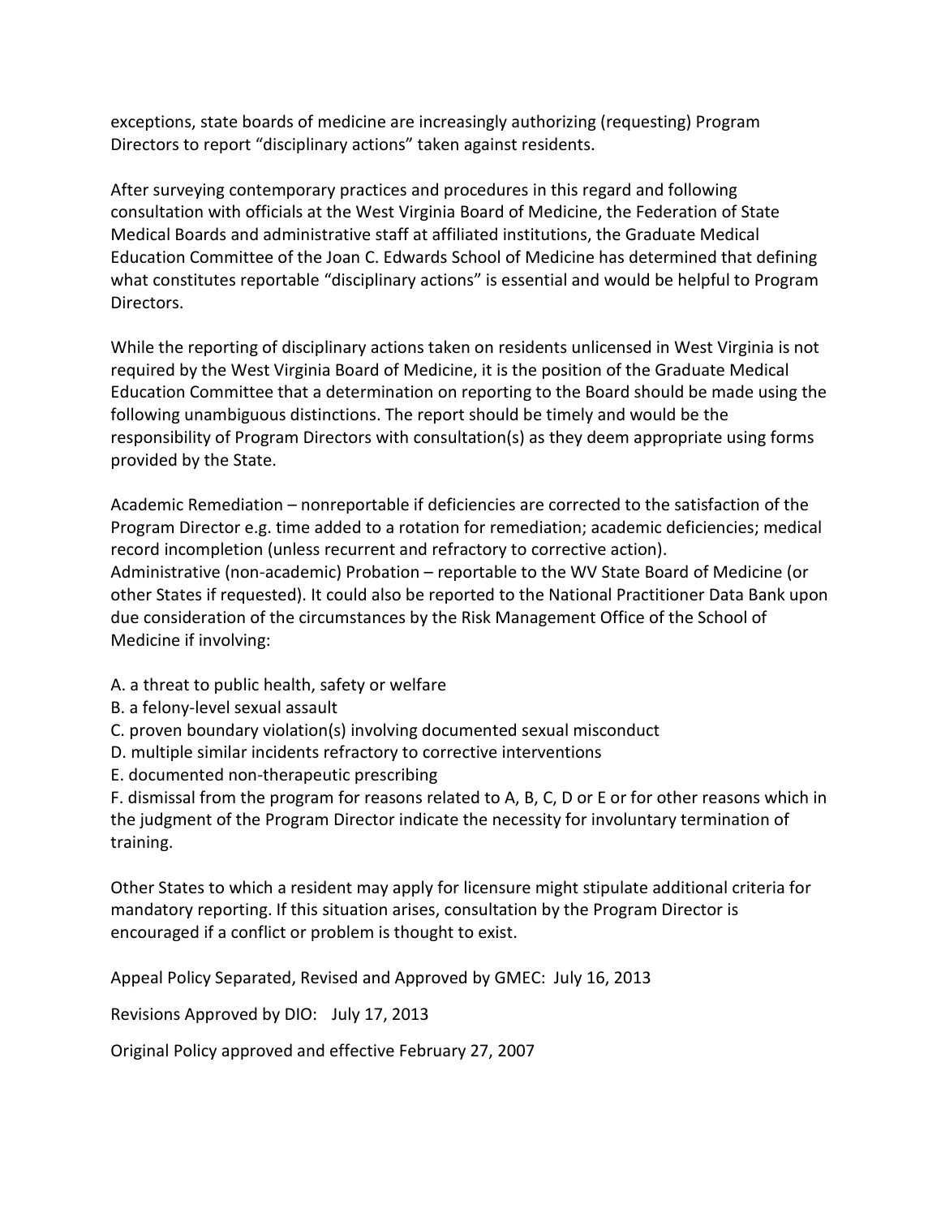exceptions, state boards of medicine are increasingly authorizing (requesting) Program Directors to report "disciplinary actions" taken against residents.

After surveying contemporary practices and procedures in this regard and following consultation with officials at the West Virginia Board of Medicine, the Federation of State Medical Boards and administrative staff at affiliated institutions, the Graduate Medical Education Committee of the Joan C. Edwards School of Medicine has determined that defining what constitutes reportable "disciplinary actions" is essential and would be helpful to Program Directors.

While the reporting of disciplinary actions taken on residents unlicensed in West Virginia is not required by the West Virginia Board of Medicine, it is the position of the Graduate Medical Education Committee that a determination on reporting to the Board should be made using the following unambiguous distinctions. The report should be timely and would be the responsibility of Program Directors with consultation(s) as they deem appropriate using forms provided by the State.

Academic Remediation – nonreportable if deficiencies are corrected to the satisfaction of the Program Director e.g. time added to a rotation for remediation; academic deficiencies; medical record incompletion (unless recurrent and refractory to corrective action).
Administrative (non-academic) Probation – reportable to the WV State Board of Medicine (or other States if requested). It could also be reported to the National Practitioner Data Bank upon due consideration of the circumstances by the Risk Management Office of the School of Medicine if involving:

A. a threat to public health, safety or welfare
B. a felony-level sexual assault
C. proven boundary violation(s) involving documented sexual misconduct
D. multiple similar incidents refractory to corrective interventions
E. documented non-therapeutic prescribing
F. dismissal from the program for reasons related to A, B, C, D or E or for other reasons which in the judgment of the Program Director indicate the necessity for involuntary termination of training.

Other States to which a resident may apply for licensure might stipulate additional criteria for mandatory reporting. If this situation arises, consultation by the Program Director is encouraged if a conflict or problem is thought to exist.

Appeal Policy Separated, Revised and Approved by GMEC: July 16, 2013

Revisions Approved by DIO: July 17, 2013

Original Policy approved and effective February 27, 2007